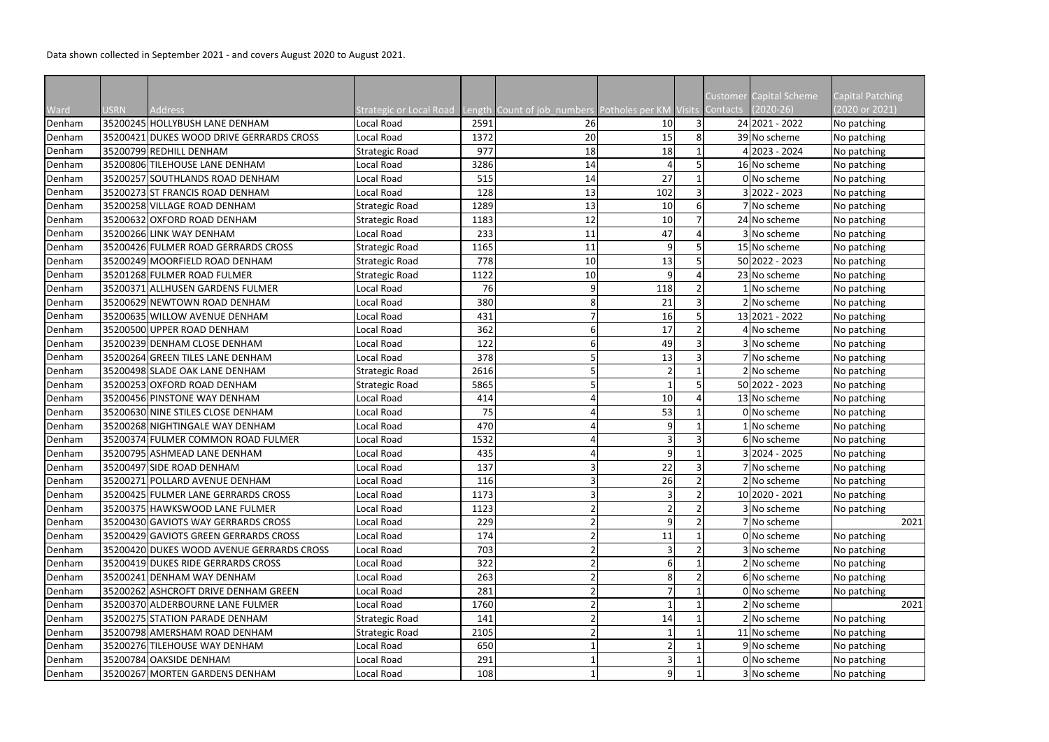Data shown collected in September 2021 - and covers August 2020 to August 2021.

| Ward | USRN | Address | Strategic or Local Road | Length | Count of job_numbers | Potholes per KM | Visits | Customer Contacts | Capital Scheme (2020-26) | Capital Patching (2020 or 2021) |
|---|---|---|---|---|---|---|---|---|---|---|
| Denham | 35200245 | HOLLYBUSH LANE DENHAM | Local Road | 2591 | 26 | 10 | 3 | 24 | 2021 - 2022 | No patching |
| Denham | 35200421 | DUKES WOOD DRIVE GERRARDS CROSS | Local Road | 1372 | 20 | 15 | 8 | 39 | No scheme | No patching |
| Denham | 35200799 | REDHILL DENHAM | Strategic Road | 977 | 18 | 18 | 1 | 4 | 2023 - 2024 | No patching |
| Denham | 35200806 | TILEHOUSE LANE DENHAM | Local Road | 3286 | 14 | 4 | 5 | 16 | No scheme | No patching |
| Denham | 35200257 | SOUTHLANDS ROAD DENHAM | Local Road | 515 | 14 | 27 | 1 | 0 | No scheme | No patching |
| Denham | 35200273 | ST FRANCIS ROAD DENHAM | Local Road | 128 | 13 | 102 | 3 | 3 | 2022 - 2023 | No patching |
| Denham | 35200258 | VILLAGE ROAD DENHAM | Strategic Road | 1289 | 13 | 10 | 6 | 7 | No scheme | No patching |
| Denham | 35200632 | OXFORD ROAD DENHAM | Strategic Road | 1183 | 12 | 10 | 7 | 24 | No scheme | No patching |
| Denham | 35200266 | LINK WAY DENHAM | Local Road | 233 | 11 | 47 | 4 | 3 | No scheme | No patching |
| Denham | 35200426 | FULMER ROAD GERRARDS CROSS | Strategic Road | 1165 | 11 | 9 | 5 | 15 | No scheme | No patching |
| Denham | 35200249 | MOORFIELD ROAD DENHAM | Strategic Road | 778 | 10 | 13 | 5 | 50 | 2022 - 2023 | No patching |
| Denham | 35201268 | FULMER ROAD FULMER | Strategic Road | 1122 | 10 | 9 | 4 | 23 | No scheme | No patching |
| Denham | 35200371 | ALLHUSEN GARDENS FULMER | Local Road | 76 | 9 | 118 | 2 | 1 | No scheme | No patching |
| Denham | 35200629 | NEWTOWN ROAD DENHAM | Local Road | 380 | 8 | 21 | 3 | 2 | No scheme | No patching |
| Denham | 35200635 | WILLOW AVENUE DENHAM | Local Road | 431 | 7 | 16 | 5 | 13 | 2021 - 2022 | No patching |
| Denham | 35200500 | UPPER ROAD DENHAM | Local Road | 362 | 6 | 17 | 2 | 4 | No scheme | No patching |
| Denham | 35200239 | DENHAM CLOSE DENHAM | Local Road | 122 | 6 | 49 | 3 | 3 | No scheme | No patching |
| Denham | 35200264 | GREEN TILES LANE DENHAM | Local Road | 378 | 5 | 13 | 3 | 7 | No scheme | No patching |
| Denham | 35200498 | SLADE OAK LANE DENHAM | Strategic Road | 2616 | 5 | 2 | 1 | 2 | No scheme | No patching |
| Denham | 35200253 | OXFORD ROAD DENHAM | Strategic Road | 5865 | 5 | 1 | 5 | 50 | 2022 - 2023 | No patching |
| Denham | 35200456 | PINSTONE WAY DENHAM | Local Road | 414 | 4 | 10 | 4 | 13 | No scheme | No patching |
| Denham | 35200630 | NINE STILES CLOSE DENHAM | Local Road | 75 | 4 | 53 | 1 | 0 | No scheme | No patching |
| Denham | 35200268 | NIGHTINGALE WAY DENHAM | Local Road | 470 | 4 | 9 | 1 | 1 | No scheme | No patching |
| Denham | 35200374 | FULMER COMMON ROAD FULMER | Local Road | 1532 | 4 | 3 | 3 | 6 | No scheme | No patching |
| Denham | 35200795 | ASHMEAD LANE DENHAM | Local Road | 435 | 4 | 9 | 1 | 3 | 2024 - 2025 | No patching |
| Denham | 35200497 | SIDE ROAD DENHAM | Local Road | 137 | 3 | 22 | 3 | 7 | No scheme | No patching |
| Denham | 35200271 | POLLARD AVENUE DENHAM | Local Road | 116 | 3 | 26 | 2 | 2 | No scheme | No patching |
| Denham | 35200425 | FULMER LANE GERRARDS CROSS | Local Road | 1173 | 3 | 3 | 2 | 10 | 2020 - 2021 | No patching |
| Denham | 35200375 | HAWKSWOOD LANE FULMER | Local Road | 1123 | 2 | 2 | 2 | 3 | No scheme | No patching |
| Denham | 35200430 | GAVIOTS WAY GERRARDS CROSS | Local Road | 229 | 2 | 9 | 2 | 7 | No scheme | 2021 |
| Denham | 35200429 | GAVIOTS GREEN GERRARDS CROSS | Local Road | 174 | 2 | 11 | 1 | 0 | No scheme | No patching |
| Denham | 35200420 | DUKES WOOD AVENUE GERRARDS CROSS | Local Road | 703 | 2 | 3 | 2 | 3 | No scheme | No patching |
| Denham | 35200419 | DUKES RIDE GERRARDS CROSS | Local Road | 322 | 2 | 6 | 1 | 2 | No scheme | No patching |
| Denham | 35200241 | DENHAM WAY DENHAM | Local Road | 263 | 2 | 8 | 2 | 6 | No scheme | No patching |
| Denham | 35200262 | ASHCROFT DRIVE DENHAM GREEN | Local Road | 281 | 2 | 7 | 1 | 0 | No scheme | No patching |
| Denham | 35200370 | ALDERBOURNE LANE FULMER | Local Road | 1760 | 2 | 1 | 1 | 2 | No scheme | 2021 |
| Denham | 35200275 | STATION PARADE DENHAM | Strategic Road | 141 | 2 | 14 | 1 | 2 | No scheme | No patching |
| Denham | 35200798 | AMERSHAM ROAD DENHAM | Strategic Road | 2105 | 2 | 1 | 1 | 11 | No scheme | No patching |
| Denham | 35200276 | TILEHOUSE WAY DENHAM | Local Road | 650 | 1 | 2 | 1 | 9 | No scheme | No patching |
| Denham | 35200784 | OAKSIDE DENHAM | Local Road | 291 | 1 | 3 | 1 | 0 | No scheme | No patching |
| Denham | 35200267 | MORTEN GARDENS DENHAM | Local Road | 108 | 1 | 9 | 1 | 3 | No scheme | No patching |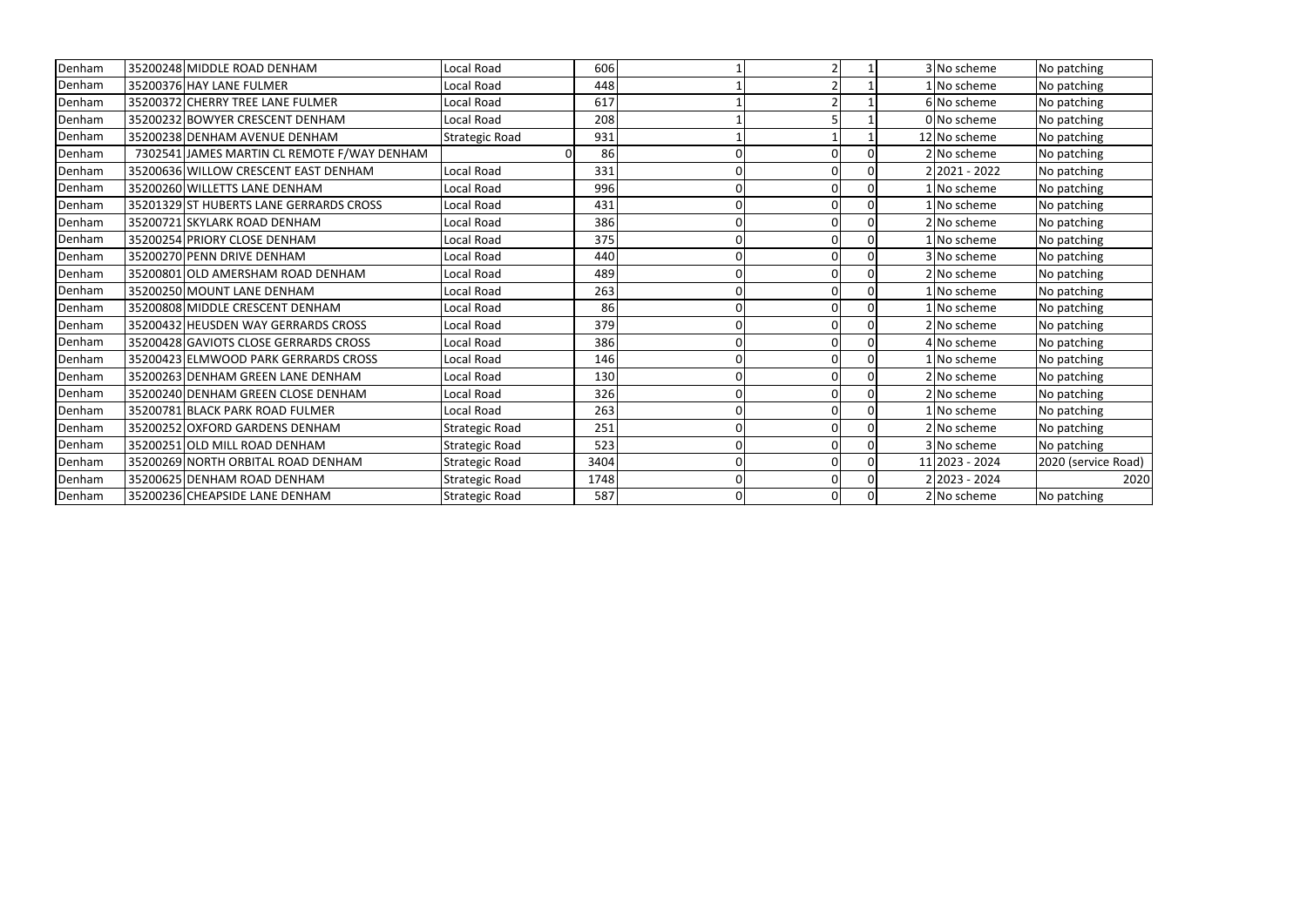| | | | | | | | | | | |
|---|---|---|---|---|---|---|---|---|---|---|
| Denham | 35200248 | MIDDLE ROAD DENHAM | Local Road | 606 | 1 | 2 | 1 | 3 | No scheme | No patching |
| Denham | 35200376 | HAY LANE FULMER | Local Road | 448 | 1 | 2 | 1 | 1 | No scheme | No patching |
| Denham | 35200372 | CHERRY TREE LANE FULMER | Local Road | 617 | 1 | 2 | 1 | 6 | No scheme | No patching |
| Denham | 35200232 | BOWYER CRESCENT DENHAM | Local Road | 208 | 1 | 5 | 1 | 0 | No scheme | No patching |
| Denham | 35200238 | DENHAM AVENUE DENHAM | Strategic Road | 931 | 1 | 1 | 1 | 12 | No scheme | No patching |
| Denham | 7302541 | JAMES MARTIN CL REMOTE F/WAY DENHAM | 0 | 86 | 0 | 0 | 0 | 2 | No scheme | No patching |
| Denham | 35200636 | WILLOW CRESCENT EAST DENHAM | Local Road | 331 | 0 | 0 | 0 | 2 | 2021 - 2022 | No patching |
| Denham | 35200260 | WILLETTS LANE DENHAM | Local Road | 996 | 0 | 0 | 0 | 1 | No scheme | No patching |
| Denham | 35201329 | ST HUBERTS LANE GERRARDS CROSS | Local Road | 431 | 0 | 0 | 0 | 1 | No scheme | No patching |
| Denham | 35200721 | SKYLARK ROAD DENHAM | Local Road | 386 | 0 | 0 | 0 | 2 | No scheme | No patching |
| Denham | 35200254 | PRIORY CLOSE DENHAM | Local Road | 375 | 0 | 0 | 0 | 1 | No scheme | No patching |
| Denham | 35200270 | PENN DRIVE DENHAM | Local Road | 440 | 0 | 0 | 0 | 3 | No scheme | No patching |
| Denham | 35200801 | OLD AMERSHAM ROAD DENHAM | Local Road | 489 | 0 | 0 | 0 | 2 | No scheme | No patching |
| Denham | 35200250 | MOUNT LANE DENHAM | Local Road | 263 | 0 | 0 | 0 | 1 | No scheme | No patching |
| Denham | 35200808 | MIDDLE CRESCENT DENHAM | Local Road | 86 | 0 | 0 | 0 | 1 | No scheme | No patching |
| Denham | 35200432 | HEUSDEN WAY GERRARDS CROSS | Local Road | 379 | 0 | 0 | 0 | 2 | No scheme | No patching |
| Denham | 35200428 | GAVIOTS CLOSE GERRARDS CROSS | Local Road | 386 | 0 | 0 | 0 | 4 | No scheme | No patching |
| Denham | 35200423 | ELMWOOD PARK GERRARDS CROSS | Local Road | 146 | 0 | 0 | 0 | 1 | No scheme | No patching |
| Denham | 35200263 | DENHAM GREEN LANE DENHAM | Local Road | 130 | 0 | 0 | 0 | 2 | No scheme | No patching |
| Denham | 35200240 | DENHAM GREEN CLOSE DENHAM | Local Road | 326 | 0 | 0 | 0 | 2 | No scheme | No patching |
| Denham | 35200781 | BLACK PARK ROAD FULMER | Local Road | 263 | 0 | 0 | 0 | 1 | No scheme | No patching |
| Denham | 35200252 | OXFORD GARDENS DENHAM | Strategic Road | 251 | 0 | 0 | 0 | 2 | No scheme | No patching |
| Denham | 35200251 | OLD MILL ROAD DENHAM | Strategic Road | 523 | 0 | 0 | 0 | 3 | No scheme | No patching |
| Denham | 35200269 | NORTH ORBITAL ROAD DENHAM | Strategic Road | 3404 | 0 | 0 | 0 | 11 | 2023 - 2024 | 2020 (service Road) |
| Denham | 35200625 | DENHAM ROAD DENHAM | Strategic Road | 1748 | 0 | 0 | 0 | 2 | 2023 - 2024 | 2020 |
| Denham | 35200236 | CHEAPSIDE LANE DENHAM | Strategic Road | 587 | 0 | 0 | 0 | 2 | No scheme | No patching |